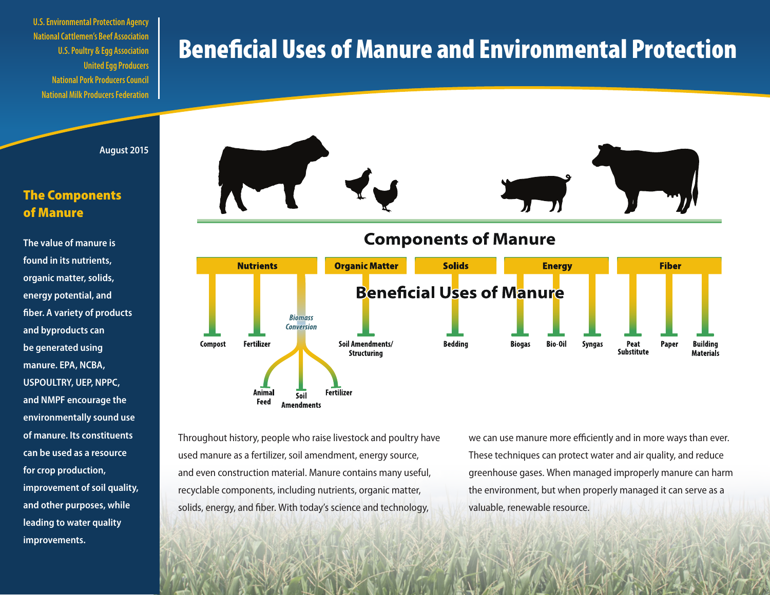U.S. Environmental Protection Agency
National Cattlemen's Beef Association
U.S. Poultry & Egg Association
United Egg Producers
National Pork Producers Council
National Milk Producers Federation

# Beneficial Uses of Manure and Environmental Protection

August 2015

## The Components of Manure

**The value of manure is found in its nutrients, organic matter, solids, energy potential, and fiber. A variety of products and byproducts can be generated using manure. EPA, NCBA, USPOULTRY, UEP, NPPC, and NMPF encourage the environmentally sound use of manure. Its constituents can be used as a resource for crop production, improvement of soil quality, and other purposes, while leading to water quality improvements.**

### Components of Manure

### Beneficial Uses of Manure

- **Nutrients**
  - Compost
  - Fertilizer
  - *Biomass Conversion*
    - Animal Feed
    - Soil Amendments
    - Fertilizer
- **Organic Matter**
  - Soil Amendments/Structuring
- **Solids**
  - Bedding
- **Energy**
  - Biogas
  - Bio-Oil
  - Syngas
- **Fiber**
  - Peat Substitute
  - Paper
  - Building Materials

Throughout history, people who raise livestock and poultry have used manure as a fertilizer, soil amendment, energy source, and even construction material. Manure contains many useful, recyclable components, including nutrients, organic matter, solids, energy, and fiber. With today's science and technology, we can use manure more efficiently and in more ways than ever. These techniques can protect water and air quality, and reduce greenhouse gases. When managed improperly manure can harm the environment, but when properly managed it can serve as a valuable, renewable resource.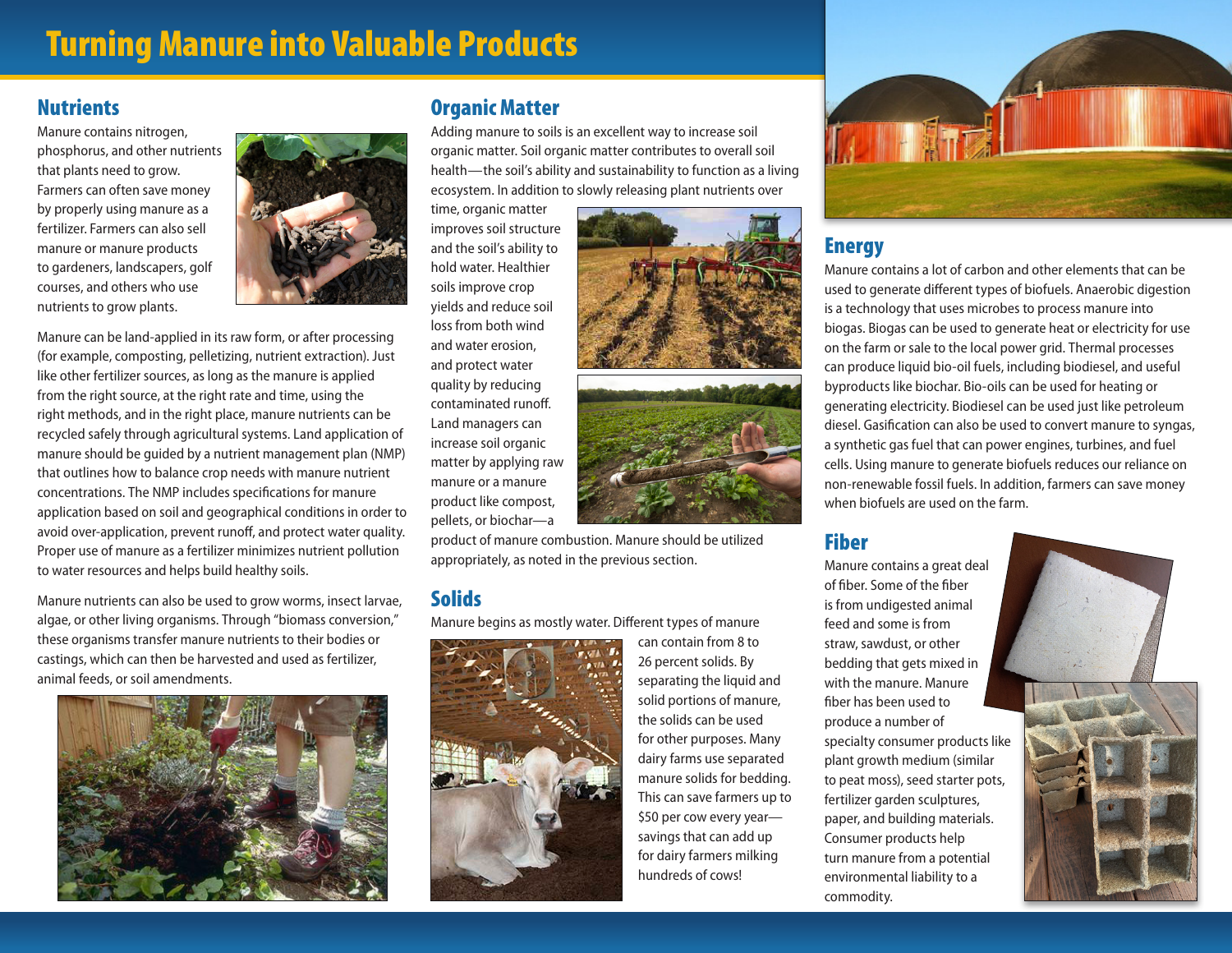# Turning Manure into Valuable Products

## Nutrients

Manure contains nitrogen, phosphorus, and other nutrients that plants need to grow. Farmers can often save money by properly using manure as a fertilizer. Farmers can also sell manure or manure products to gardeners, landscapers, golf courses, and others who use nutrients to grow plants.

Manure can be land-applied in its raw form, or after processing (for example, composting, pelletizing, nutrient extraction). Just like other fertilizer sources, as long as the manure is applied from the right source, at the right rate and time, using the right methods, and in the right place, manure nutrients can be recycled safely through agricultural systems. Land application of manure should be guided by a nutrient management plan (NMP) that outlines how to balance crop needs with manure nutrient concentrations. The NMP includes specifications for manure application based on soil and geographical conditions in order to avoid over-application, prevent runoff, and protect water quality. Proper use of manure as a fertilizer minimizes nutrient pollution to water resources and helps build healthy soils.

Manure nutrients can also be used to grow worms, insect larvae, algae, or other living organisms. Through "biomass conversion," these organisms transfer manure nutrients to their bodies or castings, which can then be harvested and used as fertilizer, animal feeds, or soil amendments.

## Organic Matter

Adding manure to soils is an excellent way to increase soil organic matter. Soil organic matter contributes to overall soil health—the soil's ability and sustainability to function as a living ecosystem. In addition to slowly releasing plant nutrients over time, organic matter improves soil structure and the soil's ability to hold water. Healthier soils improve crop yields and reduce soil loss from both wind and water erosion, and protect water quality by reducing contaminated runoff. Land managers can increase soil organic matter by applying raw manure or a manure product like compost, pellets, or biochar—a product of manure combustion. Manure should be utilized appropriately, as noted in the previous section.

## Solids

Manure begins as mostly water. Different types of manure can contain from 8 to 26 percent solids. By separating the liquid and solid portions of manure, the solids can be used for other purposes. Many dairy farms use separated manure solids for bedding. This can save farmers up to $50 per cow every year—savings that can add up for dairy farmers milking hundreds of cows!

## Energy

Manure contains a lot of carbon and other elements that can be used to generate different types of biofuels. Anaerobic digestion is a technology that uses microbes to process manure into biogas. Biogas can be used to generate heat or electricity for use on the farm or sale to the local power grid. Thermal processes can produce liquid bio-oil fuels, including biodiesel, and useful byproducts like biochar. Bio-oils can be used for heating or generating electricity. Biodiesel can be used just like petroleum diesel. Gasification can also be used to convert manure to syngas, a synthetic gas fuel that can power engines, turbines, and fuel cells. Using manure to generate biofuels reduces our reliance on non-renewable fossil fuels. In addition, farmers can save money when biofuels are used on the farm.

## Fiber

Manure contains a great deal of fiber. Some of the fiber is from undigested animal feed and some is from straw, sawdust, or other bedding that gets mixed in with the manure. Manure fiber has been used to produce a number of specialty consumer products like plant growth medium (similar to peat moss), seed starter pots, fertilizer garden sculptures, paper, and building materials. Consumer products help turn manure from a potential environmental liability to a commodity.